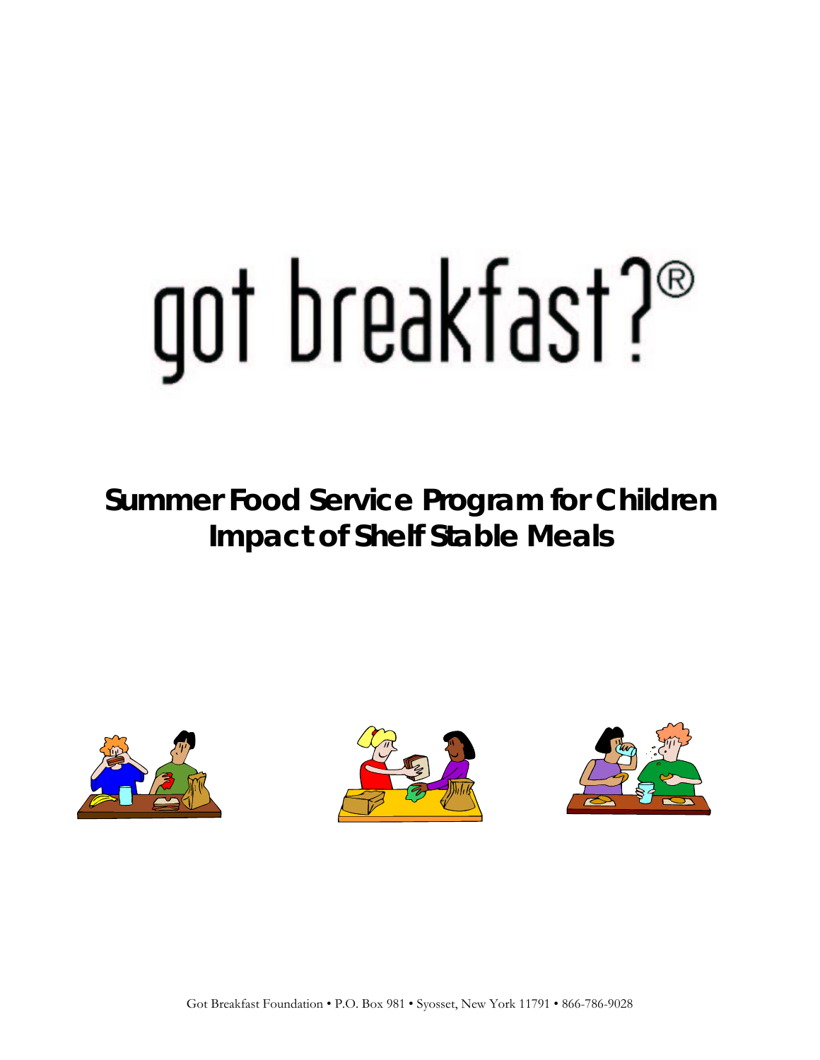# got breakfast?®

## Summer Food Service Program for Children
## Impact of Shelf Stable Meals

Got Breakfast Foundation • P.O. Box 981 • Syosset, New York 11791 • 866-786-9028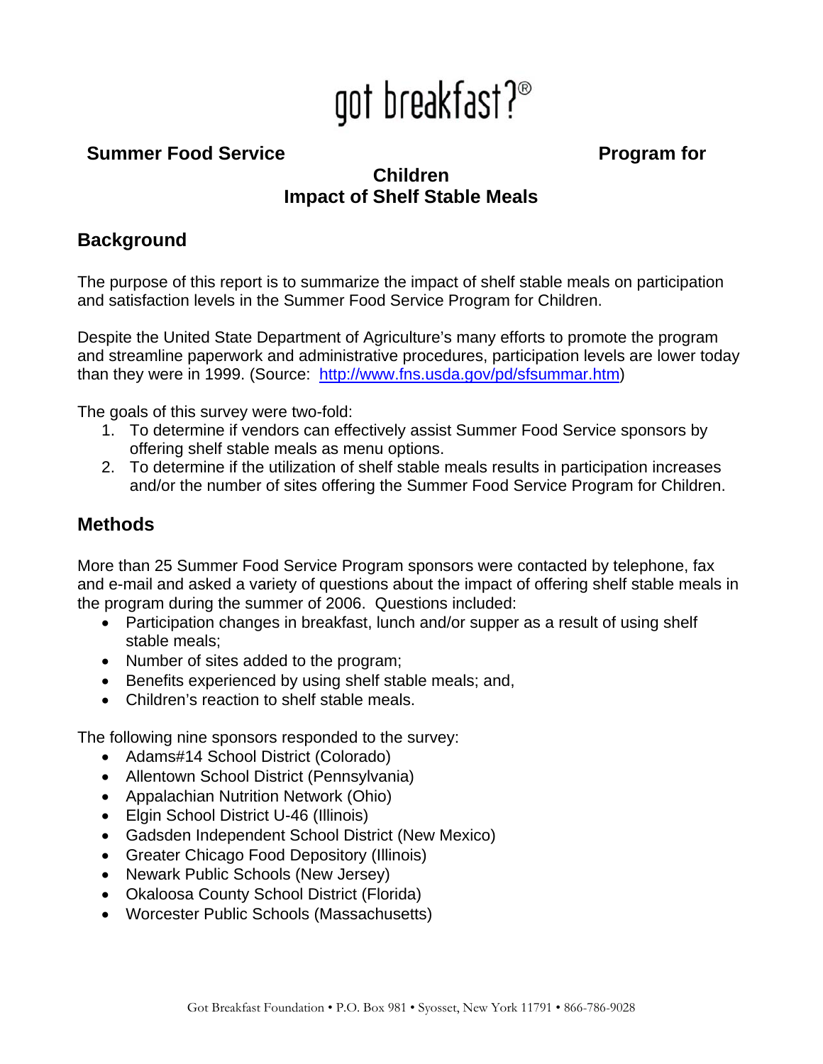# got breakfast?®

## Summer Food Service Program for Children
## Impact of Shelf Stable Meals

## Background

The purpose of this report is to summarize the impact of shelf stable meals on participation and satisfaction levels in the Summer Food Service Program for Children.

Despite the United State Department of Agriculture's many efforts to promote the program and streamline paperwork and administrative procedures, participation levels are lower today than they were in 1999. (Source: http://www.fns.usda.gov/pd/sfsummar.htm)

The goals of this survey were two-fold:

1. To determine if vendors can effectively assist Summer Food Service sponsors by offering shelf stable meals as menu options.
2. To determine if the utilization of shelf stable meals results in participation increases and/or the number of sites offering the Summer Food Service Program for Children.

## Methods

More than 25 Summer Food Service Program sponsors were contacted by telephone, fax and e-mail and asked a variety of questions about the impact of offering shelf stable meals in the program during the summer of 2006. Questions included:

- Participation changes in breakfast, lunch and/or supper as a result of using shelf stable meals;
- Number of sites added to the program;
- Benefits experienced by using shelf stable meals; and,
- Children's reaction to shelf stable meals.

The following nine sponsors responded to the survey:

- Adams#14 School District (Colorado)
- Allentown School District (Pennsylvania)
- Appalachian Nutrition Network (Ohio)
- Elgin School District U-46 (Illinois)
- Gadsden Independent School District (New Mexico)
- Greater Chicago Food Depository (Illinois)
- Newark Public Schools (New Jersey)
- Okaloosa County School District (Florida)
- Worcester Public Schools (Massachusetts)

Got Breakfast Foundation • P.O. Box 981 • Syosset, New York 11791 • 866-786-9028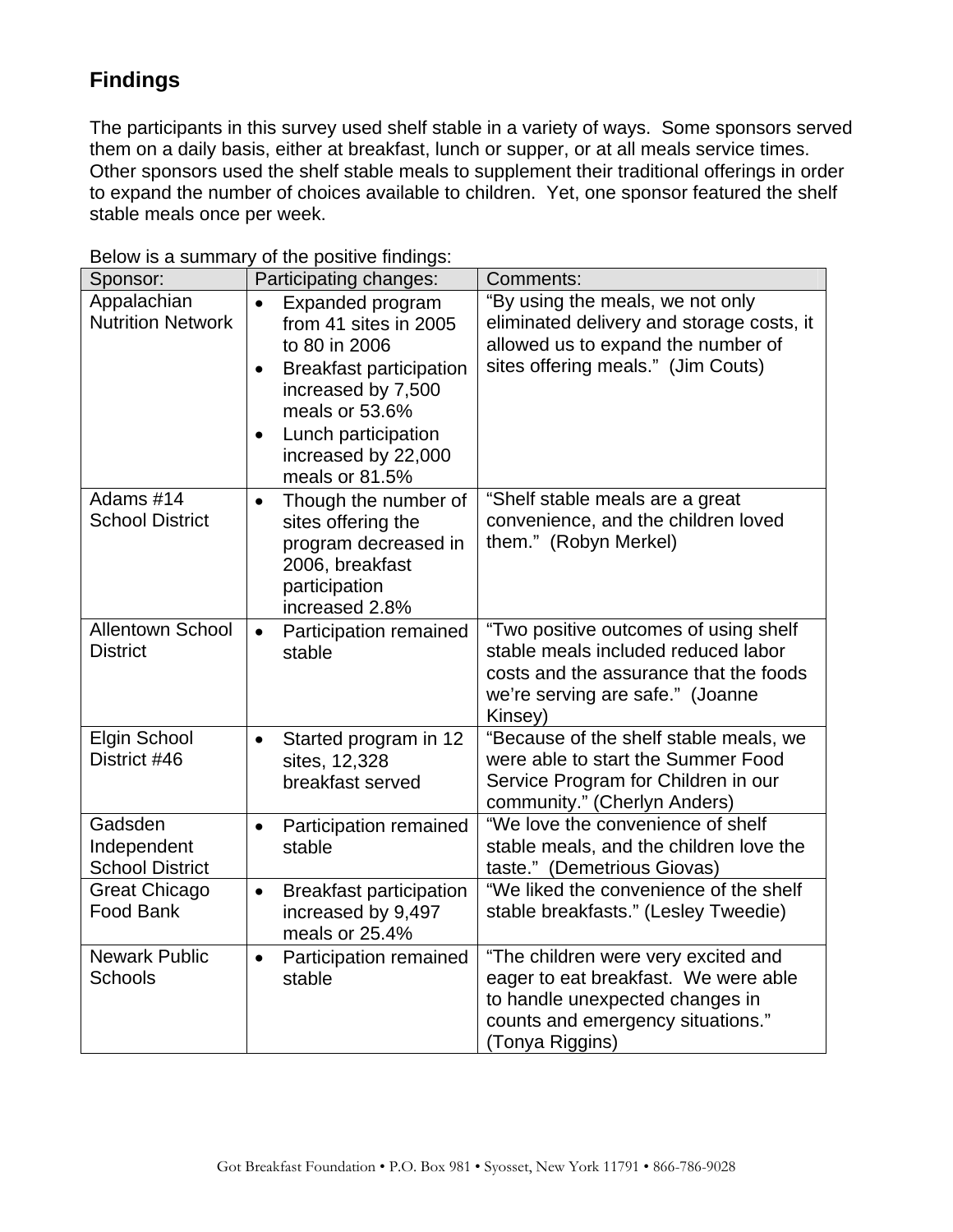## Findings

The participants in this survey used shelf stable in a variety of ways. Some sponsors served them on a daily basis, either at breakfast, lunch or supper, or at all meals service times. Other sponsors used the shelf stable meals to supplement their traditional offerings in order to expand the number of choices available to children. Yet, one sponsor featured the shelf stable meals once per week.

Below is a summary of the positive findings:

| Sponsor: | Participating changes: | Comments: |
|---|---|---|
| Appalachian Nutrition Network | • Expanded program from 41 sites in 2005 to 80 in 2006<br>• Breakfast participation increased by 7,500 meals or 53.6%<br>• Lunch participation increased by 22,000 meals or 81.5% | "By using the meals, we not only eliminated delivery and storage costs, it allowed us to expand the number of sites offering meals." (Jim Couts) |
| Adams #14 School District | • Though the number of sites offering the program decreased in 2006, breakfast participation increased 2.8% | "Shelf stable meals are a great convenience, and the children loved them." (Robyn Merkel) |
| Allentown School District | • Participation remained stable | "Two positive outcomes of using shelf stable meals included reduced labor costs and the assurance that the foods we're serving are safe." (Joanne Kinsey) |
| Elgin School District #46 | • Started program in 12 sites, 12,328 breakfast served | "Because of the shelf stable meals, we were able to start the Summer Food Service Program for Children in our community." (Cherlyn Anders) |
| Gadsden Independent School District | • Participation remained stable | "We love the convenience of shelf stable meals, and the children love the taste." (Demetrious Giovas) |
| Great Chicago Food Bank | • Breakfast participation increased by 9,497 meals or 25.4% | "We liked the convenience of the shelf stable breakfasts." (Lesley Tweedie) |
| Newark Public Schools | • Participation remained stable | "The children were very excited and eager to eat breakfast. We were able to handle unexpected changes in counts and emergency situations." (Tonya Riggins) |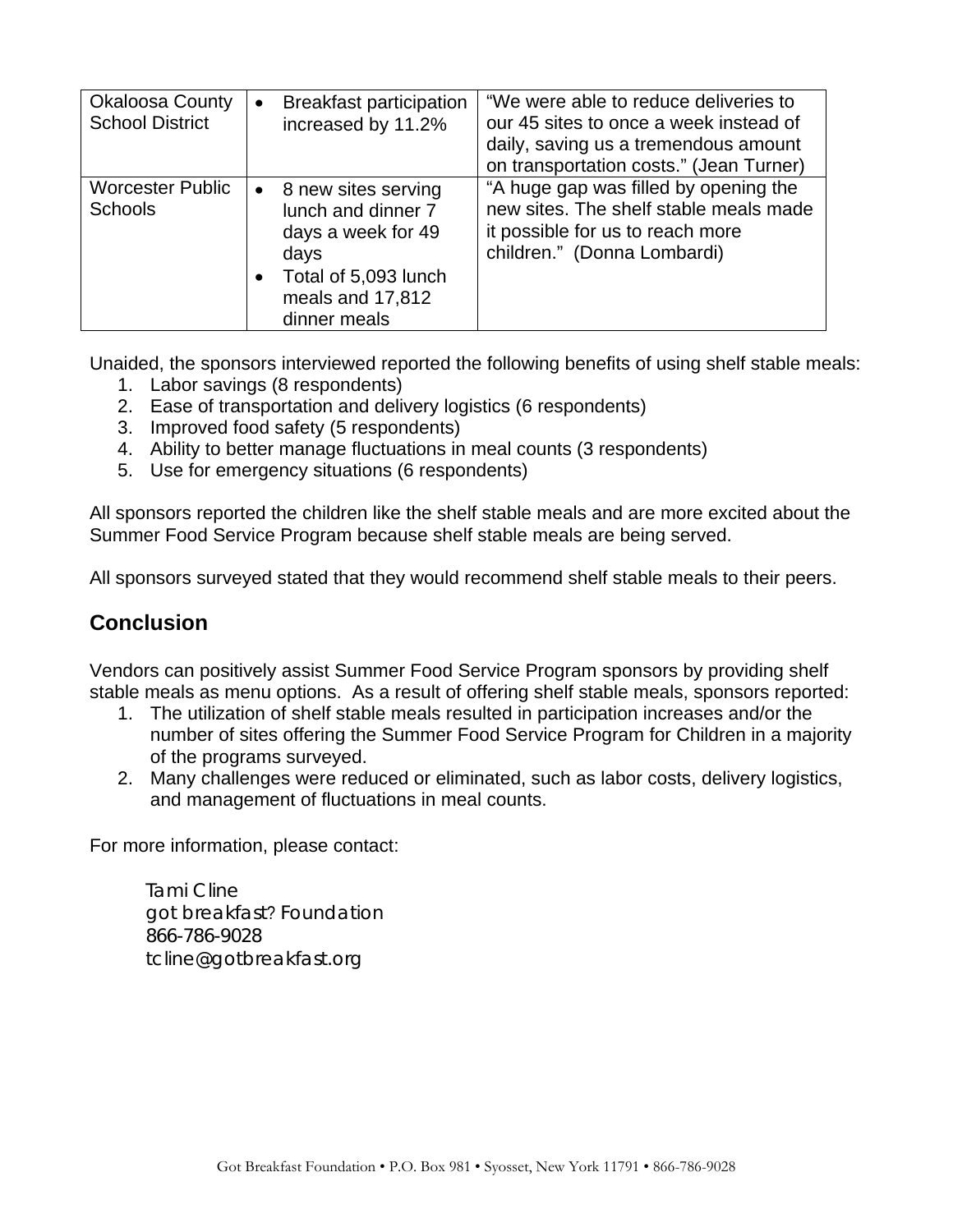| | | |
|---|---|---|
| Okaloosa County School District | • Breakfast participation increased by 11.2% | "We were able to reduce deliveries to our 45 sites to once a week instead of daily, saving us a tremendous amount on transportation costs." (Jean Turner) |
| Worcester Public Schools | • 8 new sites serving lunch and dinner 7 days a week for 49 days<br>• Total of 5,093 lunch meals and 17,812 dinner meals | "A huge gap was filled by opening the new sites. The shelf stable meals made it possible for us to reach more children." (Donna Lombardi) |

Unaided, the sponsors interviewed reported the following benefits of using shelf stable meals:

1. Labor savings (8 respondents)
2. Ease of transportation and delivery logistics (6 respondents)
3. Improved food safety (5 respondents)
4. Ability to better manage fluctuations in meal counts (3 respondents)
5. Use for emergency situations (6 respondents)

All sponsors reported the children like the shelf stable meals and are more excited about the Summer Food Service Program because shelf stable meals are being served.

All sponsors surveyed stated that they would recommend shelf stable meals to their peers.

## Conclusion

Vendors can positively assist Summer Food Service Program sponsors by providing shelf stable meals as menu options. As a result of offering shelf stable meals, sponsors reported:

1. The utilization of shelf stable meals resulted in participation increases and/or the number of sites offering the Summer Food Service Program for Children in a majority of the programs surveyed.
2. Many challenges were reduced or eliminated, such as labor costs, delivery logistics, and management of fluctuations in meal counts.

For more information, please contact:

Tami Cline
got breakfast? Foundation
866-786-9028
tcline@gotbreakfast.org